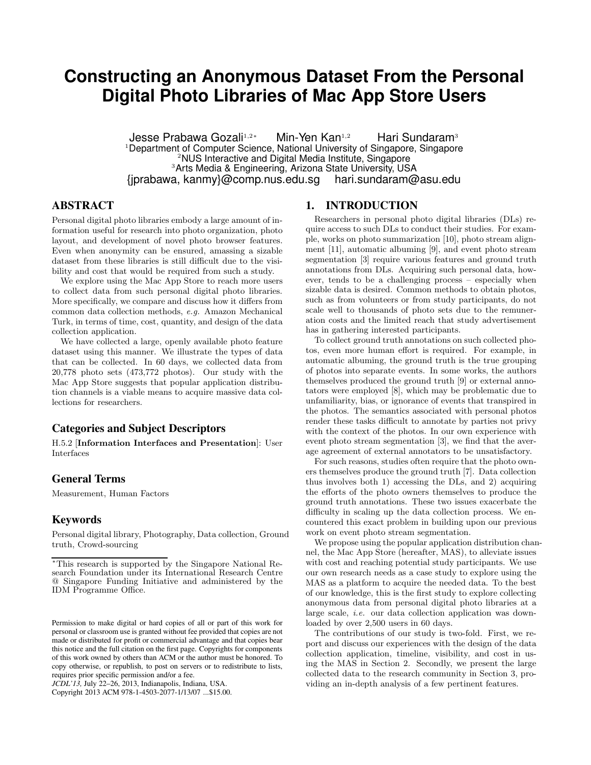# Constructing an Anonymous Dataset From the Personal Digital Photo Libraries of Mac App Store Users

Jesse Prabawa Gozali[1,2*] Min-Yen Kan[1,2] Hari Sundaram[3]

[1]Department of Computer Science, National University of Singapore, Singapore
[2]NUS Interactive and Digital Media Institute, Singapore
[3]Arts Media & Engineering, Arizona State University, USA

{jprabawa, kanmy}@comp.nus.edu.sg hari.sundaram@asu.edu

## ABSTRACT

Personal digital photo libraries embody a large amount of information useful for research into photo organization, photo layout, and development of novel photo browser features. Even when anonymity can be ensured, amassing a sizable dataset from these libraries is still difficult due to the visibility and cost that would be required from such a study.

We explore using the Mac App Store to reach more users to collect data from such personal digital photo libraries. More specifically, we compare and discuss how it differs from common data collection methods, *e.g.* Amazon Mechanical Turk, in terms of time, cost, quantity, and design of the data collection application.

We have collected a large, openly available photo feature dataset using this manner. We illustrate the types of data that can be collected. In 60 days, we collected data from 20,778 photo sets (473,772 photos). Our study with the Mac App Store suggests that popular application distribution channels is a viable means to acquire massive data collections for researchers.

### Categories and Subject Descriptors

H.5.2 [**Information Interfaces and Presentation**]: User Interfaces

### General Terms

Measurement, Human Factors

### Keywords

Personal digital library, Photography, Data collection, Ground truth, Crowd-sourcing

*This research is supported by the Singapore National Research Foundation under its International Research Centre @ Singapore Funding Initiative and administered by the IDM Programme Office.

Permission to make digital or hard copies of all or part of this work for personal or classroom use is granted without fee provided that copies are not made or distributed for profit or commercial advantage and that copies bear this notice and the full citation on the first page. Copyrights for components of this work owned by others than ACM or the author must be honored. To copy otherwise, or republish, to post on servers or to redistribute to lists, requires prior specific permission and/or a fee.
*JCDL'13,* July 22–26, 2013, Indianapolis, Indiana, USA.
Copyright 2013 ACM 978-1-4503-2077-1/13/07 ...$15.00.

## 1. INTRODUCTION

Researchers in personal photo digital libraries (DLs) require access to such DLs to conduct their studies. For example, works on photo summarization [10], photo stream alignment [11], automatic albuming [9], and event photo stream segmentation [3] require various features and ground truth annotations from DLs. Acquiring such personal data, however, tends to be a challenging process – especially when sizable data is desired. Common methods to obtain photos, such as from volunteers or from study participants, do not scale well to thousands of photo sets due to the remuneration costs and the limited reach that study advertisement has in gathering interested participants.

To collect ground truth annotations on such collected photos, even more human effort is required. For example, in automatic albuming, the ground truth is the true grouping of photos into separate events. In some works, the authors themselves produced the ground truth [9] or external annotators were employed [8], which may be problematic due to unfamiliarity, bias, or ignorance of events that transpired in the photos. The semantics associated with personal photos render these tasks difficult to annotate by parties not privy with the context of the photos. In our own experience with event photo stream segmentation [3], we find that the average agreement of external annotators to be unsatisfactory.

For such reasons, studies often require that the photo owners themselves produce the ground truth [7]. Data collection thus involves both 1) accessing the DLs, and 2) acquiring the efforts of the photo owners themselves to produce the ground truth annotations. These two issues exacerbate the difficulty in scaling up the data collection process. We encountered this exact problem in building upon our previous work on event photo stream segmentation.

We propose using the popular application distribution channel, the Mac App Store (hereafter, MAS), to alleviate issues with cost and reaching potential study participants. We use our own research needs as a case study to explore using the MAS as a platform to acquire the needed data. To the best of our knowledge, this is the first study to explore collecting anonymous data from personal digital photo libraries at a large scale, *i.e.* our data collection application was downloaded by over 2,500 users in 60 days.

The contributions of our study is two-fold. First, we report and discuss our experiences with the design of the data collection application, timeline, visibility, and cost in using the MAS in Section 2. Secondly, we present the large collected data to the research community in Section 3, providing an in-depth analysis of a few pertinent features.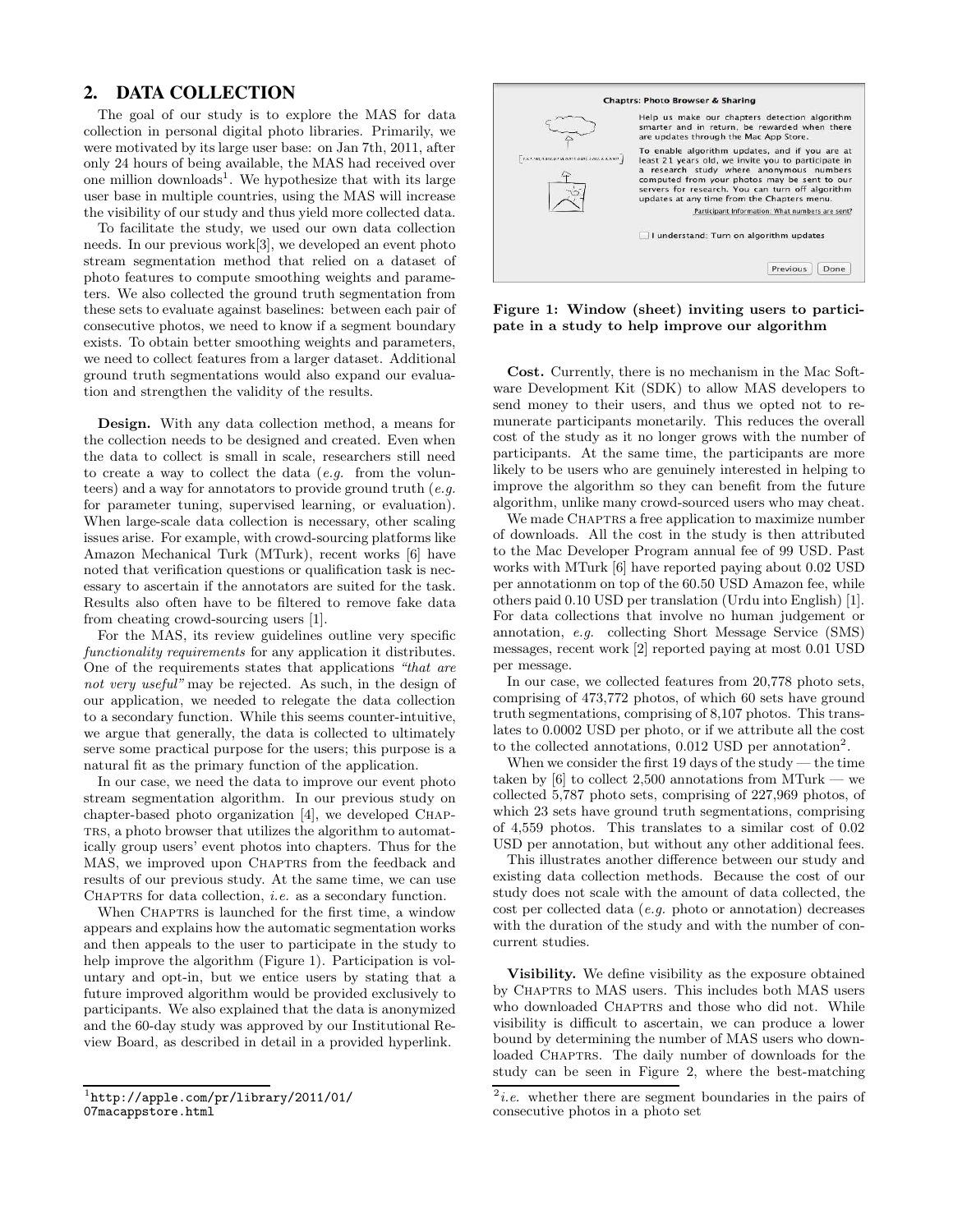## 2. DATA COLLECTION

The goal of our study is to explore the MAS for data collection in personal digital photo libraries. Primarily, we were motivated by its large user base: on Jan 7th, 2011, after only 24 hours of being available, the MAS had received over one million downloads[1]. We hypothesize that with its large user base in multiple countries, using the MAS will increase the visibility of our study and thus yield more collected data.

To facilitate the study, we used our own data collection needs. In our previous work[3], we developed an event photo stream segmentation method that relied on a dataset of photo features to compute smoothing weights and parameters. We also collected the ground truth segmentation from these sets to evaluate against baselines: between each pair of consecutive photos, we need to know if a segment boundary exists. To obtain better smoothing weights and parameters, we need to collect features from a larger dataset. Additional ground truth segmentations would also expand our evaluation and strengthen the validity of the results.

**Design.** With any data collection method, a means for the collection needs to be designed and created. Even when the data to collect is small in scale, researchers still need to create a way to collect the data (*e.g.* from the volunteers) and a way for annotators to provide ground truth (*e.g.* for parameter tuning, supervised learning, or evaluation). When large-scale data collection is necessary, other scaling issues arise. For example, with crowd-sourcing platforms like Amazon Mechanical Turk (MTurk), recent works [6] have noted that verification questions or qualification task is necessary to ascertain if the annotators are suited for the task. Results also often have to be filtered to remove fake data from cheating crowd-sourcing users [1].

For the MAS, its review guidelines outline very specific *functionality requirements* for any application it distributes. One of the requirements states that applications *"that are not very useful"* may be rejected. As such, in the design of our application, we needed to relegate the data collection to a secondary function. While this seems counter-intuitive, we argue that generally, the data is collected to ultimately serve some practical purpose for the users; this purpose is a natural fit as the primary function of the application.

In our case, we need the data to improve our event photo stream segmentation algorithm. In our previous study on chapter-based photo organization [4], we developed Chaptrs, a photo browser that utilizes the algorithm to automatically group users' event photos into chapters. Thus for the MAS, we improved upon Chaptrs from the feedback and results of our previous study. At the same time, we can use Chaptrs for data collection, *i.e.* as a secondary function.

When Chaptrs is launched for the first time, a window appears and explains how the automatic segmentation works and then appeals to the user to participate in the study to help improve the algorithm (Figure 1). Participation is voluntary and opt-in, but we entice users by stating that a future improved algorithm would be provided exclusively to participants. We also explained that the data is anonymized and the 60-day study was approved by our Institutional Review Board, as described in detail in a provided hyperlink.

[1] http://apple.com/pr/library/2011/01/07macappstore.html

Chaptrs: Photo Browser & Sharing

Help us make our chapters detection algorithm smarter and in return, be rewarded when there are updates through the Mac App Store.

To enable algorithm updates, and if you are at least 21 years old, we invite you to participate in a research study where anonymous numbers computed from your photos may be sent to our servers for research. You can turn off algorithm updates at any time from the Chapters menu.

Participant Information: What numbers are sent?

I understand; Turn on algorithm updates

Previous Done

**Figure 1: Window (sheet) inviting users to participate in a study to help improve our algorithm**

**Cost.** Currently, there is no mechanism in the Mac Software Development Kit (SDK) to allow MAS developers to send money to their users, and thus we opted not to remunerate participants monetarily. This reduces the overall cost of the study as it no longer grows with the number of participants. At the same time, the participants are more likely to be users who are genuinely interested in helping to improve the algorithm so they can benefit from the future algorithm, unlike many crowd-sourced users who may cheat.

We made Chaptrs a free application to maximize number of downloads. All the cost in the study is then attributed to the Mac Developer Program annual fee of 99 USD. Past works with MTurk [6] have reported paying about 0.02 USD per annotationm on top of the 60.50 USD Amazon fee, while others paid 0.10 USD per translation (Urdu into English) [1]. For data collections that involve no human judgement or annotation, *e.g.* collecting Short Message Service (SMS) messages, recent work [2] reported paying at most 0.01 USD per message.

In our case, we collected features from 20,778 photo sets, comprising of 473,772 photos, of which 60 sets have ground truth segmentations, comprising of 8,107 photos. This translates to 0.0002 USD per photo, or if we attribute all the cost to the collected annotations, 0.012 USD per annotation[2].

When we consider the first 19 days of the study — the time taken by [6] to collect 2,500 annotations from MTurk — we collected 5,787 photo sets, comprising of 227,969 photos, of which 23 sets have ground truth segmentations, comprising of 4,559 photos. This translates to a similar cost of 0.02 USD per annotation, but without any other additional fees.

This illustrates another difference between our study and existing data collection methods. Because the cost of our study does not scale with the amount of data collected, the cost per collected data (*e.g.* photo or annotation) decreases with the duration of the study and with the number of concurrent studies.

**Visibility.** We define visibility as the exposure obtained by Chaptrs to MAS users. This includes both MAS users who downloaded Chaptrs and those who did not. While visibility is difficult to ascertain, we can produce a lower bound by determining the number of MAS users who downloaded Chaptrs. The daily number of downloads for the study can be seen in Figure 2, where the best-matching

[2] *i.e.* whether there are segment boundaries in the pairs of consecutive photos in a photo set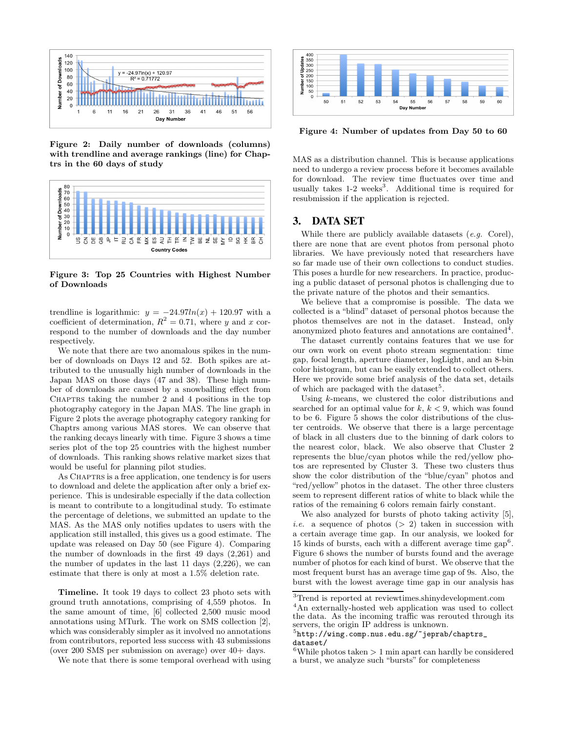140
120
100
80
60
40
20
0
Number of Downloads
y = -24.97ln(x) + 120.97
R² = 0.71772
1 6 11 16 21 26 31 36 41 46 51 56
Day Number

**Figure 2: Daily number of downloads (columns) with trendline and average rankings (line) for Chaptrs in the 60 days of study**

80
70
60
50
40
30
20
10
0
Number of Downloads
US CN DE GB JP IT RU CA FR MX ES AU TH TR IN TW BE NL SE MY ID SG HK BR CH
Country Codes

**Figure 3: Top 25 Countries with Highest Number of Downloads**

trendline is logarithmic: $y = -24.97ln(x) + 120.97$ with a coefficient of determination, $R^2 = 0.71$, where $y$ and $x$ correspond to the number of downloads and the day number respectively.

We note that there are two anomalous spikes in the number of downloads on Days 12 and 52. Both spikes are attributed to the unusually high number of downloads in the Japan MAS on those days (47 and 38). These high number of downloads are caused by a snowballing effect from Chaptrs taking the number 2 and 4 positions in the top photography category in the Japan MAS. The line graph in Figure 2 plots the average photography category ranking for Chaptrs among various MAS stores. We can observe that the ranking decays linearly with time. Figure 3 shows a time series plot of the top 25 countries with the highest number of downloads. This ranking shows relative market sizes that would be useful for planning pilot studies.

As Chaptrs is a free application, one tendency is for users to download and delete the application after only a brief experience. This is undesirable especially if the data collection is meant to contribute to a longitudinal study. To estimate the percentage of deletions, we submitted an update to the MAS. As the MAS only notifies updates to users with the application still installed, this gives us a good estimate. The update was released on Day 50 (see Figure 4). Comparing the number of downloads in the first 49 days (2,261) and the number of updates in the last 11 days (2,226), we can estimate that there is only at most a 1.5% deletion rate.

**Timeline.** It took 19 days to collect 23 photo sets with ground truth annotations, comprising of 4,559 photos. In the same amount of time, [6] collected 2,500 music mood annotations using MTurk. The work on SMS collection [2], which was considerably simpler as it involved no annotations from contributors, reported less success with 43 submissions (over 200 SMS per submission on average) over 40+ days.

We note that there is some temporal overhead with using

400
350
300
250
200
150
100
50
0
Number of Updates
50 51 52 53 54 55 56 57 58 59 60
Day Number

**Figure 4: Number of updates from Day 50 to 60**

MAS as a distribution channel. This is because applications need to undergo a review process before it becomes available for download. The review time fluctuates over time and usually takes 1-2 weeks[3]. Additional time is required for resubmission if the application is rejected.

## 3. DATA SET

While there are publicly available datasets (*e.g.* Corel), there are none that are event photos from personal photo libraries. We have previously noted that researchers have so far made use of their own collections to conduct studies. This poses a hurdle for new researchers. In practice, producing a public dataset of personal photos is challenging due to the private nature of the photos and their semantics.

We believe that a compromise is possible. The data we collected is a "blind" dataset of personal photos because the photos themselves are not in the dataset. Instead, only anonymized photo features and annotations are contained[4].

The dataset currently contains features that we use for our own work on event photo stream segmentation: time gap, focal length, aperture diameter, logLight, and an 8-bin color histogram, but can be easily extended to collect others. Here we provide some brief analysis of the data set, details of which are packaged with the dataset[5].

Using $k$-means, we clustered the color distributions and searched for an optimal value for $k$, $k < 9$, which was found to be 6. Figure 5 shows the color distributions of the cluster centroids. We observe that there is a large percentage of black in all clusters due to the binning of dark colors to the nearest color, black. We also observe that Cluster 2 represents the blue/cyan photos while the red/yellow photos are represented by Cluster 3. These two clusters thus show the color distribution of the "blue/cyan" photos and "red/yellow" photos in the dataset. The other three clusters seem to represent different ratios of white to black while the ratios of the remaining 6 colors remain fairly constant.

We also analyzed for bursts of photo taking activity [5], *i.e.* a sequence of photos (> 2) taken in succession with a certain average time gap. In our analysis, we looked for 15 kinds of bursts, each with a different average time gap[6]. Figure 6 shows the number of bursts found and the average number of photos for each kind of burst. We observe that the most frequent burst has an average time gap of 9s. Also, the burst with the lowest average time gap in our analysis has

[3] Trend is reported at reviewtimes.shinydevelopment.com
[4] An externally-hosted web application was used to collect the data. As the incoming traffic was rerouted through its servers, the origin IP address is unknown.
[5] http://wing.comp.nus.edu.sg/~jeprab/chaptrs_dataset/
[6] While photos taken > 1 min apart can hardly be considered a burst, we analyze such "bursts" for completeness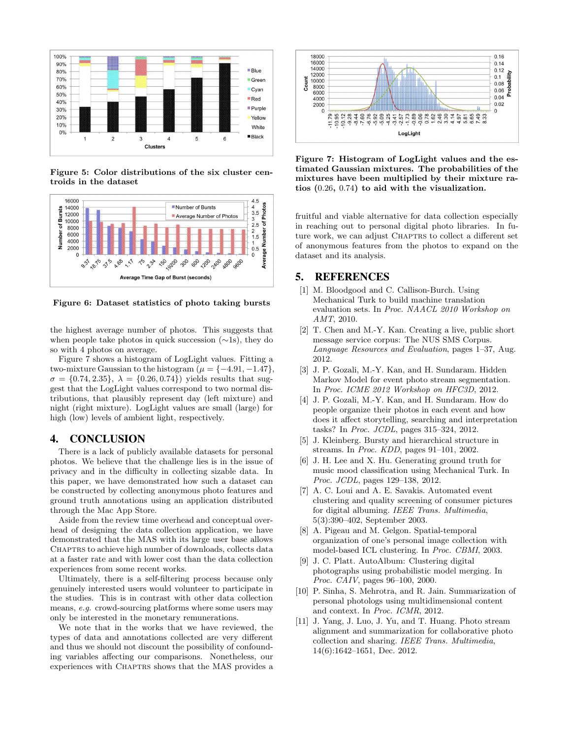100%
90%
80%
70%
60%
50%
40%
30%
20%
10%
0%

1 2 3 4 5 6

Clusters

Blue
Green
Cyan
Red
Purple
Yellow
White
Black

**Figure 5: Color distributions of the six cluster centroids in the dataset**

Number of Bursts

16000
14000
12000
10000
8000
6000
4000
2000
0

Number of Bursts
Average Number of Photos

Average Number of Photos

4.5
4
3.5
3
2.5
2
1.5
1
0.5
0

9.37 18.75 37.5 4.68 1.17 75 2.34 150 19200 300 600 1200 2400 4800 9600

Average Time Gap of Burst (seconds)

**Figure 6: Dataset statistics of photo taking bursts**

the highest average number of photos. This suggests that when people take photos in quick succession (∼1s), they do so with 4 photos on average.

Figure 7 shows a histogram of LogLight values. Fitting a two-mixture Gaussian to the histogram ($\mu = \{-4.91, -1.47\}$, $\sigma = \{0.74, 2.35\}$, $\lambda = \{0.26, 0.74\}$) yields results that suggest that the LogLight values correspond to two normal distributions, that plausibly represent day (left mixture) and night (right mixture). LogLight values are small (large) for high (low) levels of ambient light, respectively.

## 4. CONCLUSION

There is a lack of publicly available datasets for personal photos. We believe that the challenge lies is in the issue of privacy and in the difficulty in collecting sizable data. In this paper, we have demonstrated how such a dataset can be constructed by collecting anonymous photo features and ground truth annotations using an application distributed through the Mac App Store.

Aside from the review time overhead and conceptual overhead of designing the data collection application, we have demonstrated that the MAS with its large user base allows Chaptrs to achieve high number of downloads, collects data at a faster rate and with lower cost than the data collection experiences from some recent works.

Ultimately, there is a self-filtering process because only genuinely interested users would volunteer to participate in the studies. This is in contrast with other data collection means, *e.g.* crowd-sourcing platforms where some users may only be interested in the monetary remunerations.

We note that in the works that we have reviewed, the types of data and annotations collected are very different and thus we should not discount the possibility of confounding variables affecting our comparisons. Nonetheless, our experiences with Chaptrs shows that the MAS provides a

Count

18000
16000
14000
12000
10000
8000
6000
4000
2000
0

Probability

0.16
0.14
0.12
0.1
0.08
0.06
0.04
0.02
0

-11.79 -10.95 -10.12 -9.28 -8.44 -7.60 -6.76 -5.92 -5.09 -4.25 -3.41 -2.57 -1.73 -0.89 -0.06 0.78 1.62 2.46 3.30 4.14 4.97 5.81 6.65 7.49 8.33

LogLight

**Figure 7: Histogram of LogLight values and the estimated Gaussian mixtures. The probabilities of the mixtures have been multiplied by their mixture ratios (0.26, 0.74) to aid with the visualization.**

fruitful and viable alternative for data collection especially in reaching out to personal digital photo libraries. In future work, we can adjust Chaptrs to collect a different set of anonymous features from the photos to expand on the dataset and its analysis.

## 5. REFERENCES

[1] M. Bloodgood and C. Callison-Burch. Using Mechanical Turk to build machine translation evaluation sets. In *Proc. NAACL 2010 Workshop on AMT*, 2010.

[2] T. Chen and M.-Y. Kan. Creating a live, public short message service corpus: The NUS SMS Corpus. *Language Resources and Evaluation*, pages 1–37, Aug. 2012.

[3] J. P. Gozali, M.-Y. Kan, and H. Sundaram. Hidden Markov Model for event photo stream segmentation. In *Proc. ICME 2012 Workshop on HFC3D*, 2012.

[4] J. P. Gozali, M.-Y. Kan, and H. Sundaram. How do people organize their photos in each event and how does it affect storytelling, searching and interpretation tasks? In *Proc. JCDL*, pages 315–324, 2012.

[5] J. Kleinberg. Bursty and hierarchical structure in streams. In *Proc. KDD*, pages 91–101, 2002.

[6] J. H. Lee and X. Hu. Generating ground truth for music mood classification using Mechanical Turk. In *Proc. JCDL*, pages 129–138, 2012.

[7] A. C. Loui and A. E. Savakis. Automated event clustering and quality screening of consumer pictures for digital albuming. *IEEE Trans. Multimedia*, 5(3):390–402, September 2003.

[8] A. Pigeau and M. Gelgon. Spatial-temporal organization of one's personal image collection with model-based ICL clustering. In *Proc. CBMI*, 2003.

[9] J. C. Platt. AutoAlbum: Clustering digital photographs using probabilistic model merging. In *Proc. CAIV*, pages 96–100, 2000.

[10] P. Sinha, S. Mehrotra, and R. Jain. Summarization of personal photologs using multidimensional content and context. In *Proc. ICMR*, 2012.

[11] J. Yang, J. Luo, J. Yu, and T. Huang. Photo stream alignment and summarization for collaborative photo collection and sharing. *IEEE Trans. Multimedia*, 14(6):1642–1651, Dec. 2012.